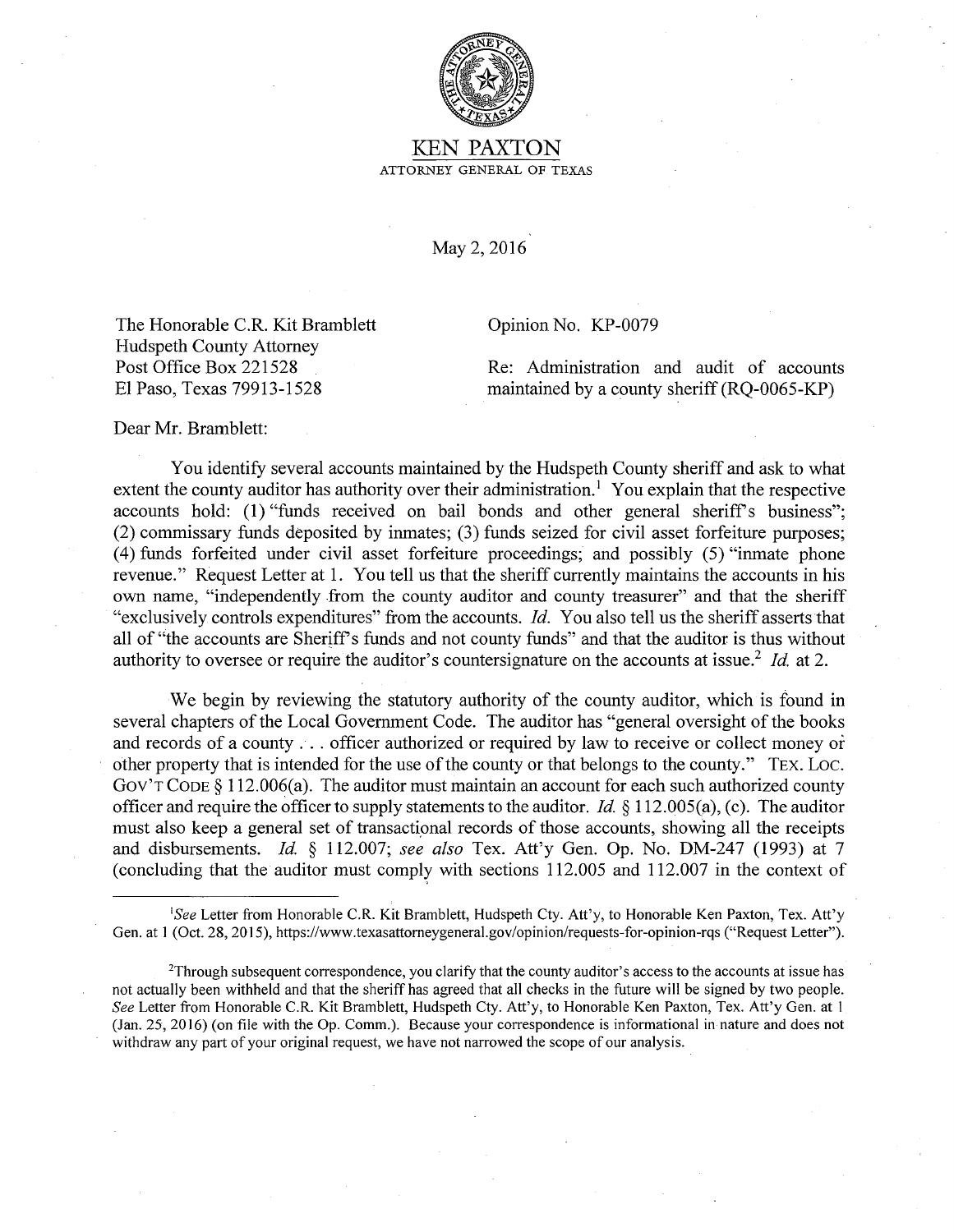# KEN PAXTON

ATTORNEY GENERAL OF TEXAS

May 2, 2016

The Honorable C.R. Kit Bramblett
Hudspeth County Attorney
Post Office Box 221528
El Paso, Texas 79913-1528

Opinion No. KP-0079

Re: Administration and audit of accounts maintained by a county sheriff (RQ-0065-KP)

Dear Mr. Bramblett:

You identify several accounts maintained by the Hudspeth County sheriff and ask to what extent the county auditor has authority over their administration.[1] You explain that the respective accounts hold: (1) "funds received on bail bonds and other general sheriff's business"; (2) commissary funds deposited by inmates; (3) funds seized for civil asset forfeiture purposes; (4) funds forfeited under civil asset forfeiture proceedings; and possibly (5) "inmate phone revenue." Request Letter at 1. You tell us that the sheriff currently maintains the accounts in his own name, "independently from the county auditor and county treasurer" and that the sheriff "exclusively controls expenditures" from the accounts. *Id.* You also tell us the sheriff asserts that all of "the accounts are Sheriff's funds and not county funds" and that the auditor is thus without authority to oversee or require the auditor's countersignature on the accounts at issue.[2] *Id.* at 2.

We begin by reviewing the statutory authority of the county auditor, which is found in several chapters of the Local Government Code. The auditor has "general oversight of the books and records of a county . . . officer authorized or required by law to receive or collect money or other property that is intended for the use of the county or that belongs to the county." TEX. LOC. GOV'T CODE § 112.006(a). The auditor must maintain an account for each such authorized county officer and require the officer to supply statements to the auditor. *Id.* § 112.005(a), (c). The auditor must also keep a general set of transactional records of those accounts, showing all the receipts and disbursements. *Id.* § 112.007; *see also* Tex. Att'y Gen. Op. No. DM-247 (1993) at 7 (concluding that the auditor must comply with sections 112.005 and 112.007 in the context of

---

[1] *See* Letter from Honorable C.R. Kit Bramblett, Hudspeth Cty. Att'y, to Honorable Ken Paxton, Tex. Att'y Gen. at 1 (Oct. 28, 2015), https://www.texasattorneygeneral.gov/opinion/requests-for-opinion-rqs ("Request Letter").

[2] Through subsequent correspondence, you clarify that the county auditor's access to the accounts at issue has not actually been withheld and that the sheriff has agreed that all checks in the future will be signed by two people. *See* Letter from Honorable C.R. Kit Bramblett, Hudspeth Cty. Att'y, to Honorable Ken Paxton, Tex. Att'y Gen. at 1 (Jan. 25, 2016) (on file with the Op. Comm.). Because your correspondence is informational in nature and does not withdraw any part of your original request, we have not narrowed the scope of our analysis.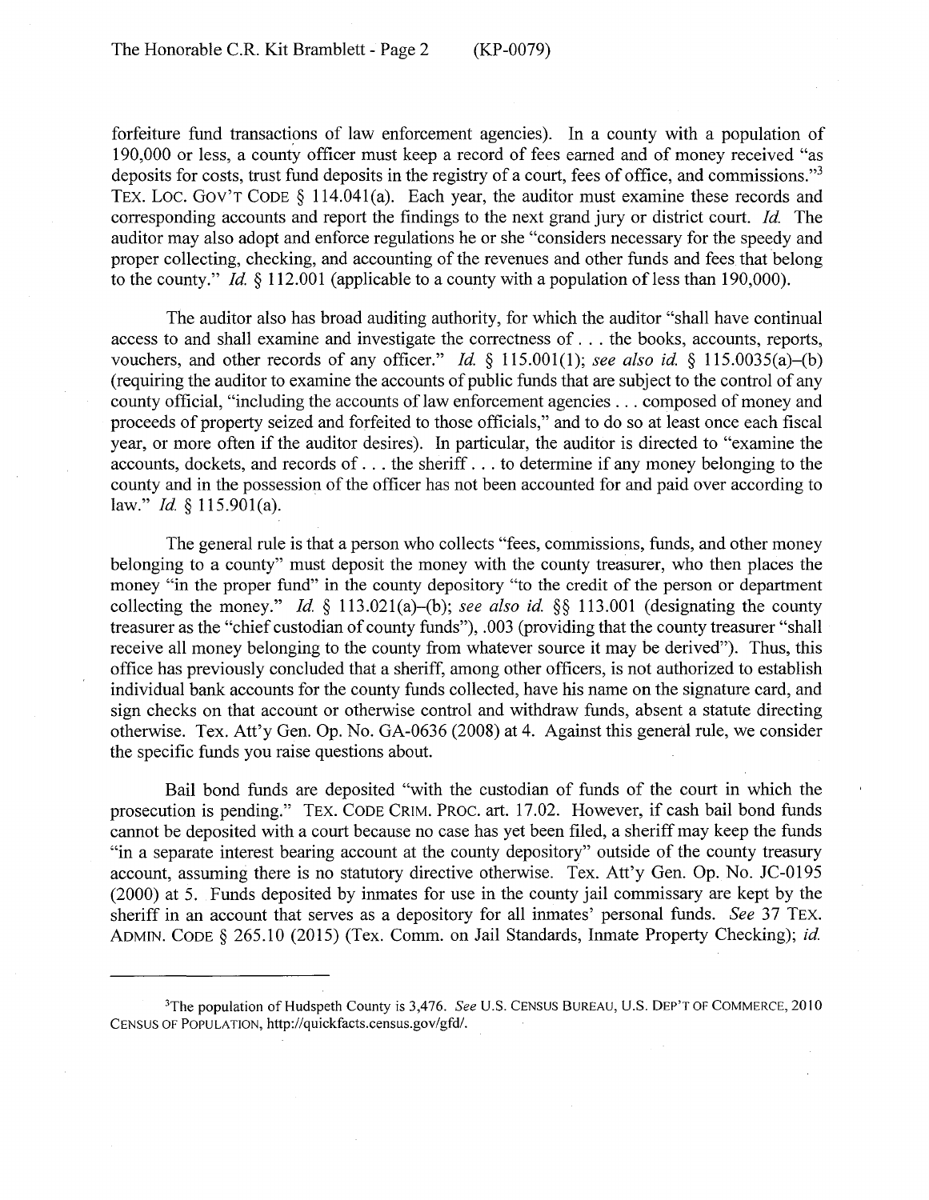forfeiture fund transactions of law enforcement agencies). In a county with a population of 190,000 or less, a county officer must keep a record of fees earned and of money received "as deposits for costs, trust fund deposits in the registry of a court, fees of office, and commissions."[3] TEX. LOC. GOV'T CODE § 114.041(a). Each year, the auditor must examine these records and corresponding accounts and report the findings to the next grand jury or district court. *Id.* The auditor may also adopt and enforce regulations he or she "considers necessary for the speedy and proper collecting, checking, and accounting of the revenues and other funds and fees that belong to the county." *Id.* § 112.001 (applicable to a county with a population of less than 190,000).

The auditor also has broad auditing authority, for which the auditor "shall have continual access to and shall examine and investigate the correctness of . . . the books, accounts, reports, vouchers, and other records of any officer." *Id.* § 115.001(1); *see also id.* § 115.0035(a)–(b) (requiring the auditor to examine the accounts of public funds that are subject to the control of any county official, "including the accounts of law enforcement agencies . . . composed of money and proceeds of property seized and forfeited to those officials," and to do so at least once each fiscal year, or more often if the auditor desires). In particular, the auditor is directed to "examine the accounts, dockets, and records of . . . the sheriff . . . to determine if any money belonging to the county and in the possession of the officer has not been accounted for and paid over according to law." *Id.* § 115.901(a).

The general rule is that a person who collects "fees, commissions, funds, and other money belonging to a county" must deposit the money with the county treasurer, who then places the money "in the proper fund" in the county depository "to the credit of the person or department collecting the money." *Id.* § 113.021(a)–(b); *see also id.* §§ 113.001 (designating the county treasurer as the "chief custodian of county funds"), .003 (providing that the county treasurer "shall receive all money belonging to the county from whatever source it may be derived"). Thus, this office has previously concluded that a sheriff, among other officers, is not authorized to establish individual bank accounts for the county funds collected, have his name on the signature card, and sign checks on that account or otherwise control and withdraw funds, absent a statute directing otherwise. Tex. Att'y Gen. Op. No. GA-0636 (2008) at 4. Against this general rule, we consider the specific funds you raise questions about.

Bail bond funds are deposited "with the custodian of funds of the court in which the prosecution is pending." TEX. CODE CRIM. PROC. art. 17.02. However, if cash bail bond funds cannot be deposited with a court because no case has yet been filed, a sheriff may keep the funds "in a separate interest bearing account at the county depository" outside of the county treasury account, assuming there is no statutory directive otherwise. Tex. Att'y Gen. Op. No. JC-0195 (2000) at 5. Funds deposited by inmates for use in the county jail commissary are kept by the sheriff in an account that serves as a depository for all inmates' personal funds. *See* 37 TEX. ADMIN. CODE § 265.10 (2015) (Tex. Comm. on Jail Standards, Inmate Property Checking); *id.*

---

[3]The population of Hudspeth County is 3,476. *See* U.S. CENSUS BUREAU, U.S. DEP'T OF COMMERCE, 2010 CENSUS OF POPULATION, http://quickfacts.census.gov/gfd/.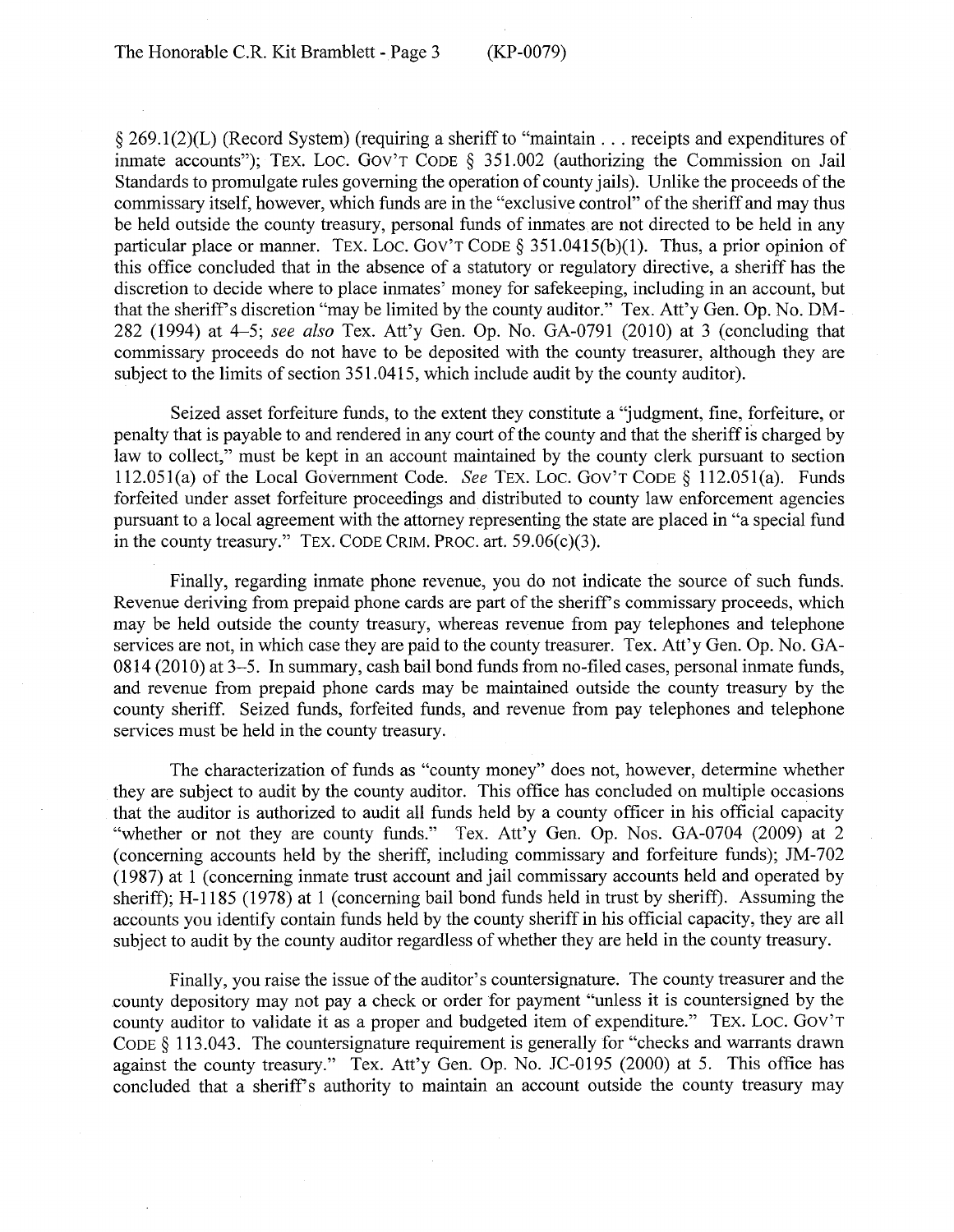§ 269.1(2)(L) (Record System) (requiring a sheriff to "maintain . . . receipts and expenditures of inmate accounts"); TEX. LOC. GOV'T CODE § 351.002 (authorizing the Commission on Jail Standards to promulgate rules governing the operation of county jails). Unlike the proceeds of the commissary itself, however, which funds are in the "exclusive control" of the sheriff and may thus be held outside the county treasury, personal funds of inmates are not directed to be held in any particular place or manner. TEX. LOC. GOV'T CODE § 351.0415(b)(1). Thus, a prior opinion of this office concluded that in the absence of a statutory or regulatory directive, a sheriff has the discretion to decide where to place inmates' money for safekeeping, including in an account, but that the sheriff's discretion "may be limited by the county auditor." Tex. Att'y Gen. Op. No. DM-282 (1994) at 4–5; *see also* Tex. Att'y Gen. Op. No. GA-0791 (2010) at 3 (concluding that commissary proceeds do not have to be deposited with the county treasurer, although they are subject to the limits of section 351.0415, which include audit by the county auditor).

Seized asset forfeiture funds, to the extent they constitute a "judgment, fine, forfeiture, or penalty that is payable to and rendered in any court of the county and that the sheriff is charged by law to collect," must be kept in an account maintained by the county clerk pursuant to section 112.051(a) of the Local Government Code. *See* TEX. LOC. GOV'T CODE § 112.051(a). Funds forfeited under asset forfeiture proceedings and distributed to county law enforcement agencies pursuant to a local agreement with the attorney representing the state are placed in "a special fund in the county treasury." TEX. CODE CRIM. PROC. art. 59.06(c)(3).

Finally, regarding inmate phone revenue, you do not indicate the source of such funds. Revenue deriving from prepaid phone cards are part of the sheriff's commissary proceeds, which may be held outside the county treasury, whereas revenue from pay telephones and telephone services are not, in which case they are paid to the county treasurer. Tex. Att'y Gen. Op. No. GA-0814 (2010) at 3–5. In summary, cash bail bond funds from no-filed cases, personal inmate funds, and revenue from prepaid phone cards may be maintained outside the county treasury by the county sheriff. Seized funds, forfeited funds, and revenue from pay telephones and telephone services must be held in the county treasury.

The characterization of funds as "county money" does not, however, determine whether they are subject to audit by the county auditor. This office has concluded on multiple occasions that the auditor is authorized to audit all funds held by a county officer in his official capacity "whether or not they are county funds." Tex. Att'y Gen. Op. Nos. GA-0704 (2009) at 2 (concerning accounts held by the sheriff, including commissary and forfeiture funds); JM-702 (1987) at 1 (concerning inmate trust account and jail commissary accounts held and operated by sheriff); H-1185 (1978) at 1 (concerning bail bond funds held in trust by sheriff). Assuming the accounts you identify contain funds held by the county sheriff in his official capacity, they are all subject to audit by the county auditor regardless of whether they are held in the county treasury.

Finally, you raise the issue of the auditor's countersignature. The county treasurer and the county depository may not pay a check or order for payment "unless it is countersigned by the county auditor to validate it as a proper and budgeted item of expenditure." TEX. LOC. GOV'T CODE § 113.043. The countersignature requirement is generally for "checks and warrants drawn against the county treasury." Tex. Att'y Gen. Op. No. JC-0195 (2000) at 5. This office has concluded that a sheriff's authority to maintain an account outside the county treasury may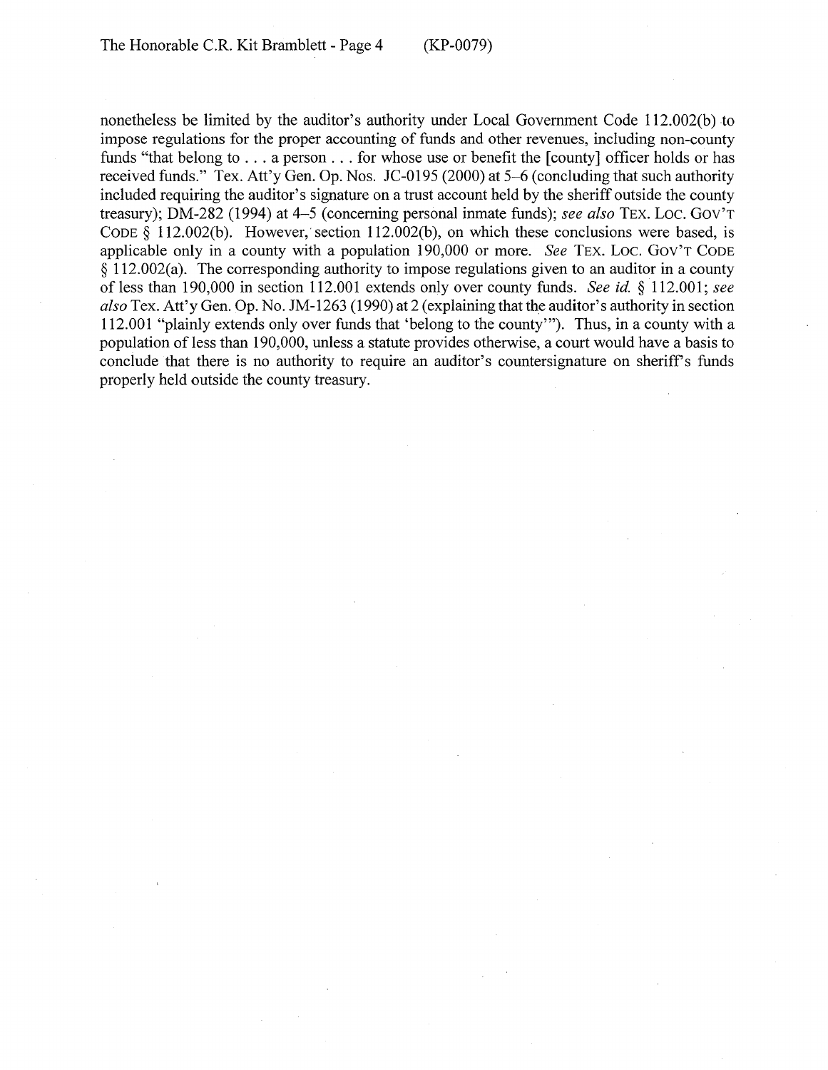nonetheless be limited by the auditor's authority under Local Government Code 112.002(b) to impose regulations for the proper accounting of funds and other revenues, including non-county funds "that belong to . . . a person . . . for whose use or benefit the [county] officer holds or has received funds." Tex. Att'y Gen. Op. Nos. JC-0195 (2000) at 5–6 (concluding that such authority included requiring the auditor's signature on a trust account held by the sheriff outside the county treasury); DM-282 (1994) at 4–5 (concerning personal inmate funds); *see also* TEX. LOC. GOV'T CODE § 112.002(b). However, section 112.002(b), on which these conclusions were based, is applicable only in a county with a population 190,000 or more. *See* TEX. LOC. GOV'T CODE § 112.002(a). The corresponding authority to impose regulations given to an auditor in a county of less than 190,000 in section 112.001 extends only over county funds. *See id.* § 112.001; *see also* Tex. Att'y Gen. Op. No. JM-1263 (1990) at 2 (explaining that the auditor's authority in section 112.001 "plainly extends only over funds that 'belong to the county'"). Thus, in a county with a population of less than 190,000, unless a statute provides otherwise, a court would have a basis to conclude that there is no authority to require an auditor's countersignature on sheriff's funds properly held outside the county treasury.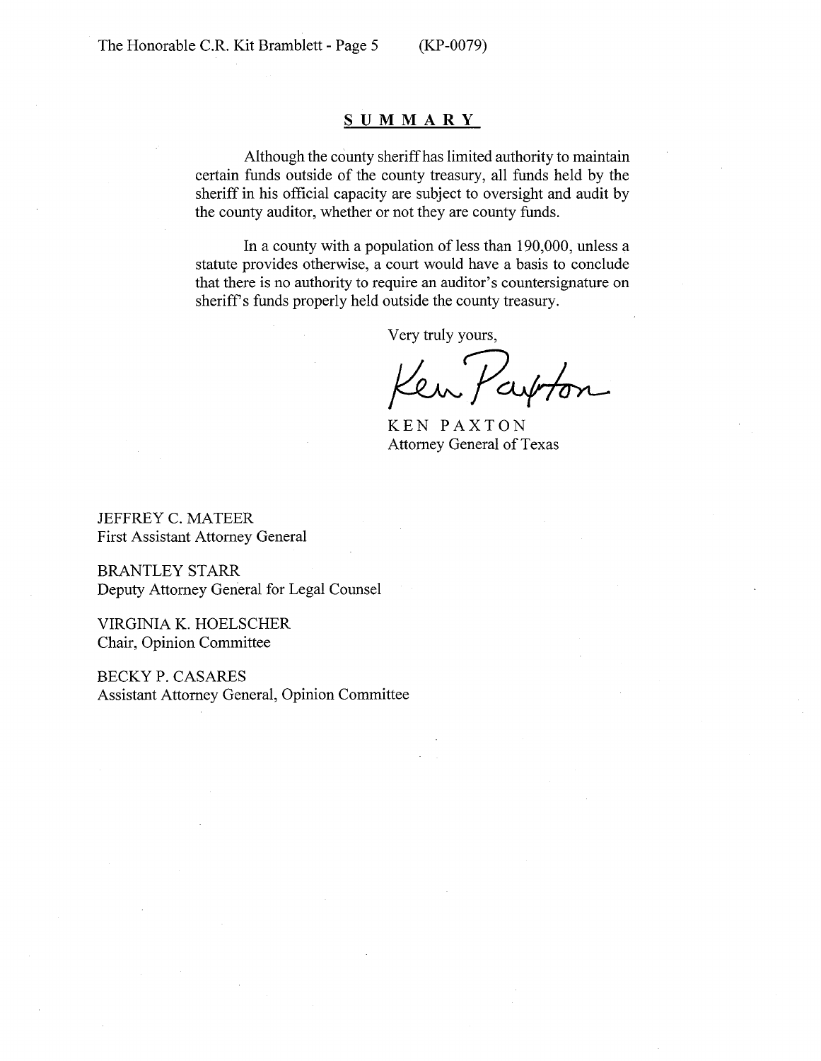## SUMMARY

Although the county sheriff has limited authority to maintain certain funds outside of the county treasury, all funds held by the sheriff in his official capacity are subject to oversight and audit by the county auditor, whether or not they are county funds.

In a county with a population of less than 190,000, unless a statute provides otherwise, a court would have a basis to conclude that there is no authority to require an auditor's countersignature on sheriff's funds properly held outside the county treasury.

Very truly yours,

KEN PAXTON
Attorney General of Texas

JEFFREY C. MATEER
First Assistant Attorney General

BRANTLEY STARR
Deputy Attorney General for Legal Counsel

VIRGINIA K. HOELSCHER
Chair, Opinion Committee

BECKY P. CASARES
Assistant Attorney General, Opinion Committee